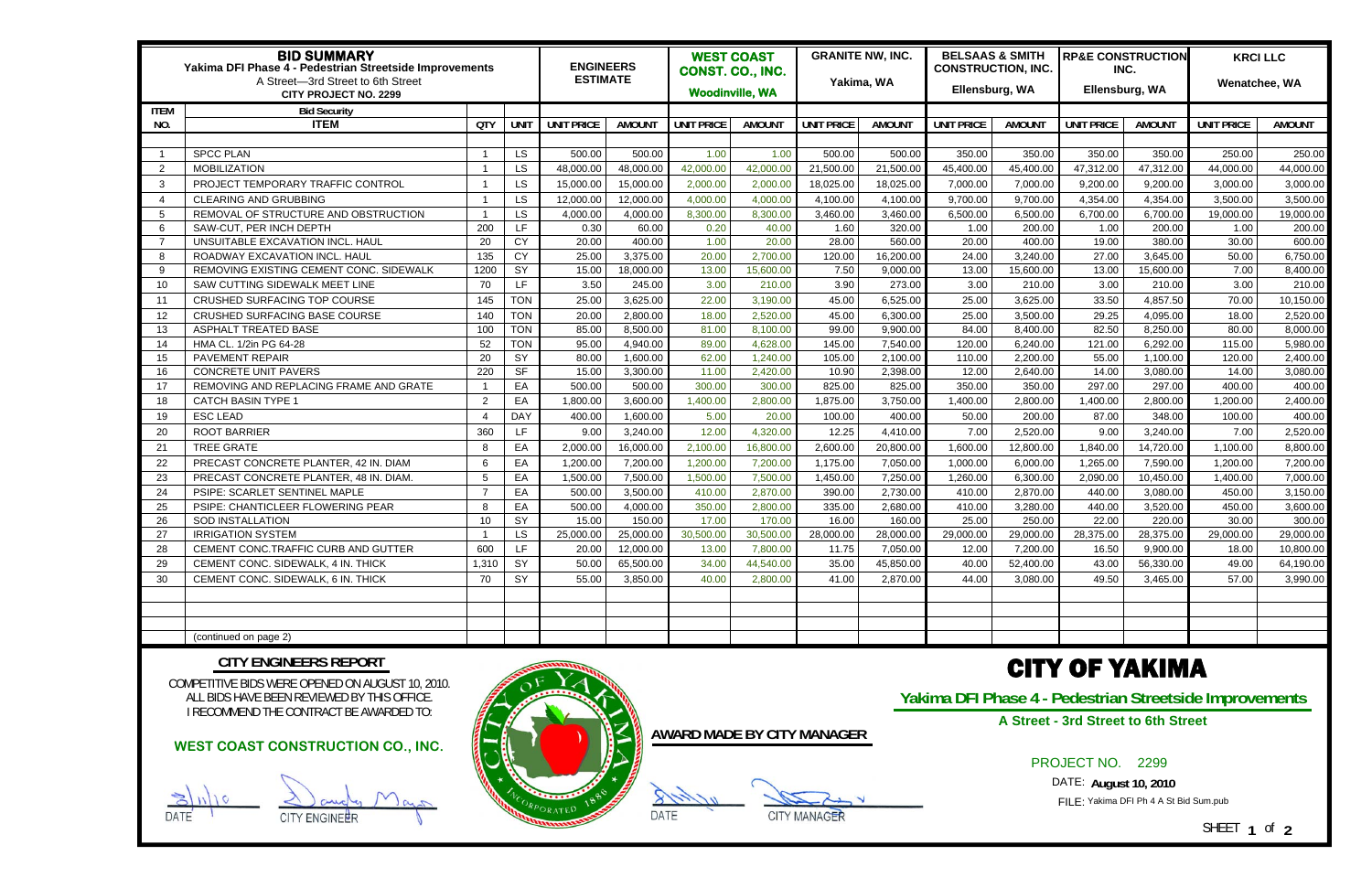| ITEM NO. | BID SUMMARY Yakima DFI Phase 4 - Pedestrian Streetside Improvements A Street—3rd Street to 6th Street CITY PROJECT NO. 2299 | QTY | UNIT | ENGINEERS ESTIMATE | | WEST COAST CONST. CO., INC. Woodinville, WA | | GRANITE NW, INC. Yakima, WA | | BELSAAS & SMITH CONSTRUCTION, INC. Ellensburg, WA | | RP&E CONSTRUCTION INC. Ellensburg, WA | | KRCI LLC Wenatchee, WA | |
|---|---|---|---|---|---|---|---|---|---|---|---|---|---|---|---|
| | Bid Security | | | | | | | | | | | | | | |
| | ITEM | QTY | UNIT | UNIT PRICE | AMOUNT | UNIT PRICE | AMOUNT | UNIT PRICE | AMOUNT | UNIT PRICE | AMOUNT | UNIT PRICE | AMOUNT | UNIT PRICE | AMOUNT |
| 1 | SPCC PLAN | 1 | LS | 500.00 | 500.00 | 1.00 | 1.00 | 500.00 | 500.00 | 350.00 | 350.00 | 350.00 | 350.00 | 250.00 | 250.00 |
| 2 | MOBILIZATION | 1 | LS | 48,000.00 | 48,000.00 | 42,000.00 | 42,000.00 | 21,500.00 | 21,500.00 | 45,400.00 | 45,400.00 | 47,312.00 | 47,312.00 | 44,000.00 | 44,000.00 |
| 3 | PROJECT TEMPORARY TRAFFIC CONTROL | 1 | LS | 15,000.00 | 15,000.00 | 2,000.00 | 2,000.00 | 18,025.00 | 18,025.00 | 7,000.00 | 7,000.00 | 9,200.00 | 9,200.00 | 3,000.00 | 3,000.00 |
| 4 | CLEARING AND GRUBBING | 1 | LS | 12,000.00 | 12,000.00 | 4,000.00 | 4,000.00 | 4,100.00 | 4,100.00 | 9,700.00 | 9,700.00 | 4,354.00 | 4,354.00 | 3,500.00 | 3,500.00 |
| 5 | REMOVAL OF STRUCTURE AND OBSTRUCTION | 1 | LS | 4,000.00 | 4,000.00 | 8,300.00 | 8,300.00 | 3,460.00 | 3,460.00 | 6,500.00 | 6,500.00 | 6,700.00 | 6,700.00 | 19,000.00 | 19,000.00 |
| 6 | SAW-CUT, PER INCH DEPTH | 200 | LF | 0.30 | 60.00 | 0.20 | 40.00 | 1.60 | 320.00 | 1.00 | 200.00 | 1.00 | 200.00 | 1.00 | 200.00 |
| 7 | UNSUITABLE EXCAVATION INCL. HAUL | 20 | CY | 20.00 | 400.00 | 1.00 | 20.00 | 28.00 | 560.00 | 20.00 | 400.00 | 19.00 | 380.00 | 30.00 | 600.00 |
| 8 | ROADWAY EXCAVATION INCL. HAUL | 135 | CY | 25.00 | 3,375.00 | 20.00 | 2,700.00 | 120.00 | 16,200.00 | 24.00 | 3,240.00 | 27.00 | 3,645.00 | 50.00 | 6,750.00 |
| 9 | REMOVING EXISTING CEMENT CONC. SIDEWALK | 1200 | SY | 15.00 | 18,000.00 | 13.00 | 15,600.00 | 7.50 | 9,000.00 | 13.00 | 15,600.00 | 13.00 | 15,600.00 | 7.00 | 8,400.00 |
| 10 | SAW CUTTING SIDEWALK MEET LINE | 70 | LF | 3.50 | 245.00 | 3.00 | 210.00 | 3.90 | 273.00 | 3.00 | 210.00 | 3.00 | 210.00 | 3.00 | 210.00 |
| 11 | CRUSHED SURFACING TOP COURSE | 145 | TON | 25.00 | 3,625.00 | 22.00 | 3,190.00 | 45.00 | 6,525.00 | 25.00 | 3,625.00 | 33.50 | 4,857.50 | 70.00 | 10,150.00 |
| 12 | CRUSHED SURFACING BASE COURSE | 140 | TON | 20.00 | 2,800.00 | 18.00 | 2,520.00 | 45.00 | 6,300.00 | 25.00 | 3,500.00 | 29.25 | 4,095.00 | 18.00 | 2,520.00 |
| 13 | ASPHALT TREATED BASE | 100 | TON | 85.00 | 8,500.00 | 81.00 | 8,100.00 | 99.00 | 9,900.00 | 84.00 | 8,400.00 | 82.50 | 8,250.00 | 80.00 | 8,000.00 |
| 14 | HMA CL. 1/2in PG 64-28 | 52 | TON | 95.00 | 4,940.00 | 89.00 | 4,628.00 | 145.00 | 7,540.00 | 120.00 | 6,240.00 | 121.00 | 6,292.00 | 115.00 | 5,980.00 |
| 15 | PAVEMENT REPAIR | 20 | SY | 80.00 | 1,600.00 | 62.00 | 1,240.00 | 105.00 | 2,100.00 | 110.00 | 2,200.00 | 55.00 | 1,100.00 | 120.00 | 2,400.00 |
| 16 | CONCRETE UNIT PAVERS | 220 | SF | 15.00 | 3,300.00 | 11.00 | 2,420.00 | 10.90 | 2,398.00 | 12.00 | 2,640.00 | 14.00 | 3,080.00 | 14.00 | 3,080.00 |
| 17 | REMOVING AND REPLACING FRAME AND GRATE | 1 | EA | 500.00 | 500.00 | 300.00 | 300.00 | 825.00 | 825.00 | 350.00 | 350.00 | 297.00 | 297.00 | 400.00 | 400.00 |
| 18 | CATCH BASIN TYPE 1 | 2 | EA | 1,800.00 | 3,600.00 | 1,400.00 | 2,800.00 | 1,875.00 | 3,750.00 | 1,400.00 | 2,800.00 | 1,400.00 | 2,800.00 | 1,200.00 | 2,400.00 |
| 19 | ESC LEAD | 4 | DAY | 400.00 | 1,600.00 | 5.00 | 20.00 | 100.00 | 400.00 | 50.00 | 200.00 | 87.00 | 348.00 | 100.00 | 400.00 |
| 20 | ROOT BARRIER | 360 | LF | 9.00 | 3,240.00 | 12.00 | 4,320.00 | 12.25 | 4,410.00 | 7.00 | 2,520.00 | 9.00 | 3,240.00 | 7.00 | 2,520.00 |
| 21 | TREE GRATE | 8 | EA | 2,000.00 | 16,000.00 | 2,100.00 | 16,800.00 | 2,600.00 | 20,800.00 | 1,600.00 | 12,800.00 | 1,840.00 | 14,720.00 | 1,100.00 | 8,800.00 |
| 22 | PRECAST CONCRETE PLANTER, 42 IN. DIAM | 6 | EA | 1,200.00 | 7,200.00 | 1,200.00 | 7,200.00 | 1,175.00 | 7,050.00 | 1,000.00 | 6,000.00 | 1,265.00 | 7,590.00 | 1,200.00 | 7,200.00 |
| 23 | PRECAST CONCRETE PLANTER, 48 IN. DIAM. | 5 | EA | 1,500.00 | 7,500.00 | 1,500.00 | 7,500.00 | 1,450.00 | 7,250.00 | 1,260.00 | 6,300.00 | 2,090.00 | 10,450.00 | 1,400.00 | 7,000.00 |
| 24 | PSIPE: SCARLET SENTINEL MAPLE | 7 | EA | 500.00 | 3,500.00 | 410.00 | 2,870.00 | 390.00 | 2,730.00 | 410.00 | 2,870.00 | 440.00 | 3,080.00 | 450.00 | 3,150.00 |
| 25 | PSIPE: CHANTICLEER FLOWERING PEAR | 8 | EA | 500.00 | 4,000.00 | 350.00 | 2,800.00 | 335.00 | 2,680.00 | 410.00 | 3,280.00 | 440.00 | 3,520.00 | 450.00 | 3,600.00 |
| 26 | SOD INSTALLATION | 10 | SY | 15.00 | 150.00 | 17.00 | 170.00 | 16.00 | 160.00 | 25.00 | 250.00 | 22.00 | 220.00 | 30.00 | 300.00 |
| 27 | IRRIGATION SYSTEM | 1 | LS | 25,000.00 | 25,000.00 | 30,500.00 | 30,500.00 | 28,000.00 | 28,000.00 | 29,000.00 | 29,000.00 | 28,375.00 | 28,375.00 | 29,000.00 | 29,000.00 |
| 28 | CEMENT CONC.TRAFFIC CURB AND GUTTER | 600 | LF | 20.00 | 12,000.00 | 13.00 | 7,800.00 | 11.75 | 7,050.00 | 12.00 | 7,200.00 | 16.50 | 9,900.00 | 18.00 | 10,800.00 |
| 29 | CEMENT CONC. SIDEWALK, 4 IN. THICK | 1,310 | SY | 50.00 | 65,500.00 | 34.00 | 44,540.00 | 35.00 | 45,850.00 | 40.00 | 52,400.00 | 43.00 | 56,330.00 | 49.00 | 64,190.00 |
| 30 | CEMENT CONC. SIDEWALK, 6 IN. THICK | 70 | SY | 55.00 | 3,850.00 | 40.00 | 2,800.00 | 41.00 | 2,870.00 | 44.00 | 3,080.00 | 49.50 | 3,465.00 | 57.00 | 3,990.00 |
| | (continued on page 2) | | | | | | | | | | | | | | |

## CITY ENGINEERS REPORT

COMPETITIVE BIDS WERE OPENED ON AUGUST 10, 2010.
ALL BIDS HAVE BEEN REVIEWED BY THIS OFFICE.
I RECOMMEND THE CONTRACT BE AWARDED TO:

**WEST COAST CONSTRUCTION CO., INC.**

8/11/10 — DATE
(signature) — CITY ENGINEER

**AWARD MADE BY CITY MANAGER**

8/11/10 — DATE
(signature) — CITY MANAGER

# CITY OF YAKIMA

**Yakima DFI Phase 4 - Pedestrian Streetside Improvements**

**A Street - 3rd Street to 6th Street**

PROJECT NO. 2299

DATE: **August 10, 2010**

FILE: Yakima DFI Ph 4 A St Bid Sum.pub

SHEET 1 of 2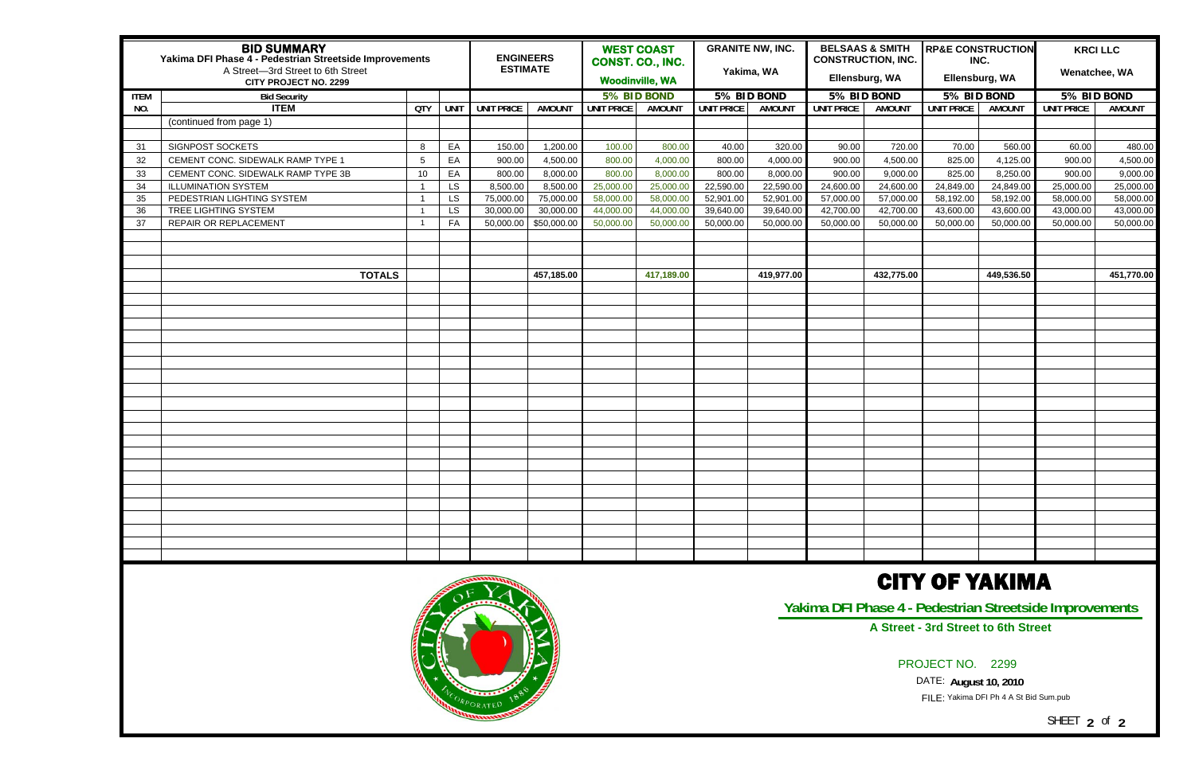| BID SUMMARY<br>Yakima DFI Phase 4 - Pedestrian Streetside Improvements<br>A Street—3rd Street to 6th Street<br>CITY PROJECT NO. 2299 | | | | ENGINEERS ESTIMATE | | WEST COAST CONST. CO., INC.<br>Woodinville, WA | | GRANITE NW, INC.<br>Yakima, WA | | BELSAAS & SMITH CONSTRUCTION, INC.<br>Ellensburg, WA | | RP&E CONSTRUCTION INC.<br>Ellensburg, WA | | KRCI LLC<br>Wenatchee, WA | |
|---|---|---|---|---|---|---|---|---|---|---|---|---|---|---|---|
| ITEM | Bid Security | | | | | 5% BID BOND | | 5% BID BOND | | 5% BID BOND | | 5% BID BOND | | 5% BID BOND | |
| NO. | ITEM | QTY | UNIT | UNIT PRICE | AMOUNT | UNIT PRICE | AMOUNT | UNIT PRICE | AMOUNT | UNIT PRICE | AMOUNT | UNIT PRICE | AMOUNT | UNIT PRICE | AMOUNT |
| | (continued from page 1) | | | | | | | | | | | | | | |
| 31 | SIGNPOST SOCKETS | 8 | EA | 150.00 | 1,200.00 | 100.00 | 800.00 | 40.00 | 320.00 | 90.00 | 720.00 | 70.00 | 560.00 | 60.00 | 480.00 |
| 32 | CEMENT CONC. SIDEWALK RAMP TYPE 1 | 5 | EA | 900.00 | 4,500.00 | 800.00 | 4,000.00 | 800.00 | 4,000.00 | 900.00 | 4,500.00 | 825.00 | 4,125.00 | 900.00 | 4,500.00 |
| 33 | CEMENT CONC. SIDEWALK RAMP TYPE 3B | 10 | EA | 800.00 | 8,000.00 | 800.00 | 8,000.00 | 800.00 | 8,000.00 | 900.00 | 9,000.00 | 825.00 | 8,250.00 | 900.00 | 9,000.00 |
| 34 | ILLUMINATION SYSTEM | 1 | LS | 8,500.00 | 8,500.00 | 25,000.00 | 25,000.00 | 22,590.00 | 22,590.00 | 24,600.00 | 24,600.00 | 24,849.00 | 24,849.00 | 25,000.00 | 25,000.00 |
| 35 | PEDESTRIAN LIGHTING SYSTEM | 1 | LS | 75,000.00 | 75,000.00 | 58,000.00 | 58,000.00 | 52,901.00 | 52,901.00 | 57,000.00 | 57,000.00 | 58,192.00 | 58,192.00 | 58,000.00 | 58,000.00 |
| 36 | TREE LIGHTING SYSTEM | 1 | LS | 30,000.00 | 30,000.00 | 44,000.00 | 44,000.00 | 39,640.00 | 39,640.00 | 42,700.00 | 42,700.00 | 43,600.00 | 43,600.00 | 43,000.00 | 43,000.00 |
| 37 | REPAIR OR REPLACEMENT | 1 | FA | 50,000.00 | $50,000.00 | 50,000.00 | 50,000.00 | 50,000.00 | 50,000.00 | 50,000.00 | 50,000.00 | 50,000.00 | 50,000.00 | 50,000.00 | 50,000.00 |
| | TOTALS | | | | 457,185.00 | | 417,189.00 | | 419,977.00 | | 432,775.00 | | 449,536.50 | | 451,770.00 |

# CITY OF YAKIMA

**Yakima DFI Phase 4 - Pedestrian Streetside Improvements**

**A Street - 3rd Street to 6th Street**

PROJECT NO. 2299

DATE: **August 10, 2010**

FILE: Yakima DFI Ph 4 A St Bid Sum.pub

SHEET **2** of **2**